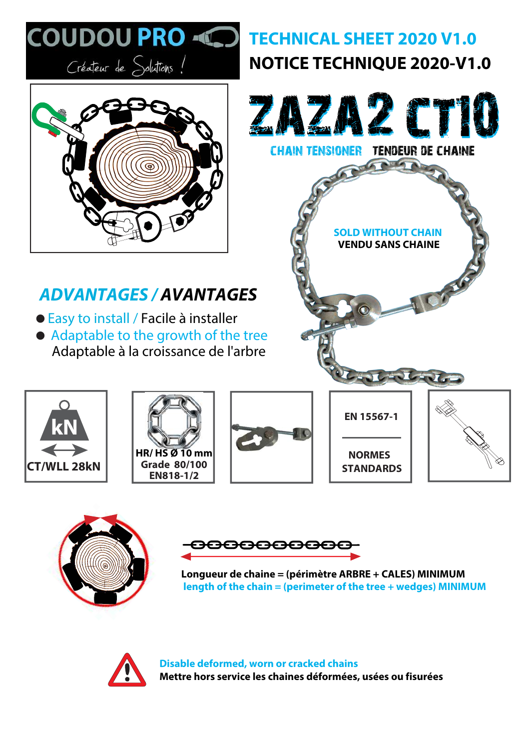COUDOU PRO

Créateur de Solutions !

# TECHNICAL SHEET 2020 V1.0

# NOTICE TECHNIQUE 2020-V1.0

# ZAZA2 CT10

CHAIN TENSIONER TENDEUR DE CHAINE

SOLD WITHOUT CHAIN
VENDU SANS CHAINE

## *ADVANTAGES / AVANTAGES*

- Easy to install / Facile à installer
- Adaptable to the growth of the tree
  Adaptable à la croissance de l'arbre

kN
CT/WLL 28kN

HR/ HS Ø 10 mm
Grade 80/100
EN818-1/2

EN 15567-1

NORMES
STANDARDS

**Longueur de chaine = (périmètre ARBRE + CALES) MINIMUM**
**length of the chain = (perimeter of the tree + wedges) MINIMUM**

**Disable deformed, worn or cracked chains**
**Mettre hors service les chaines déformées, usées ou fisurées**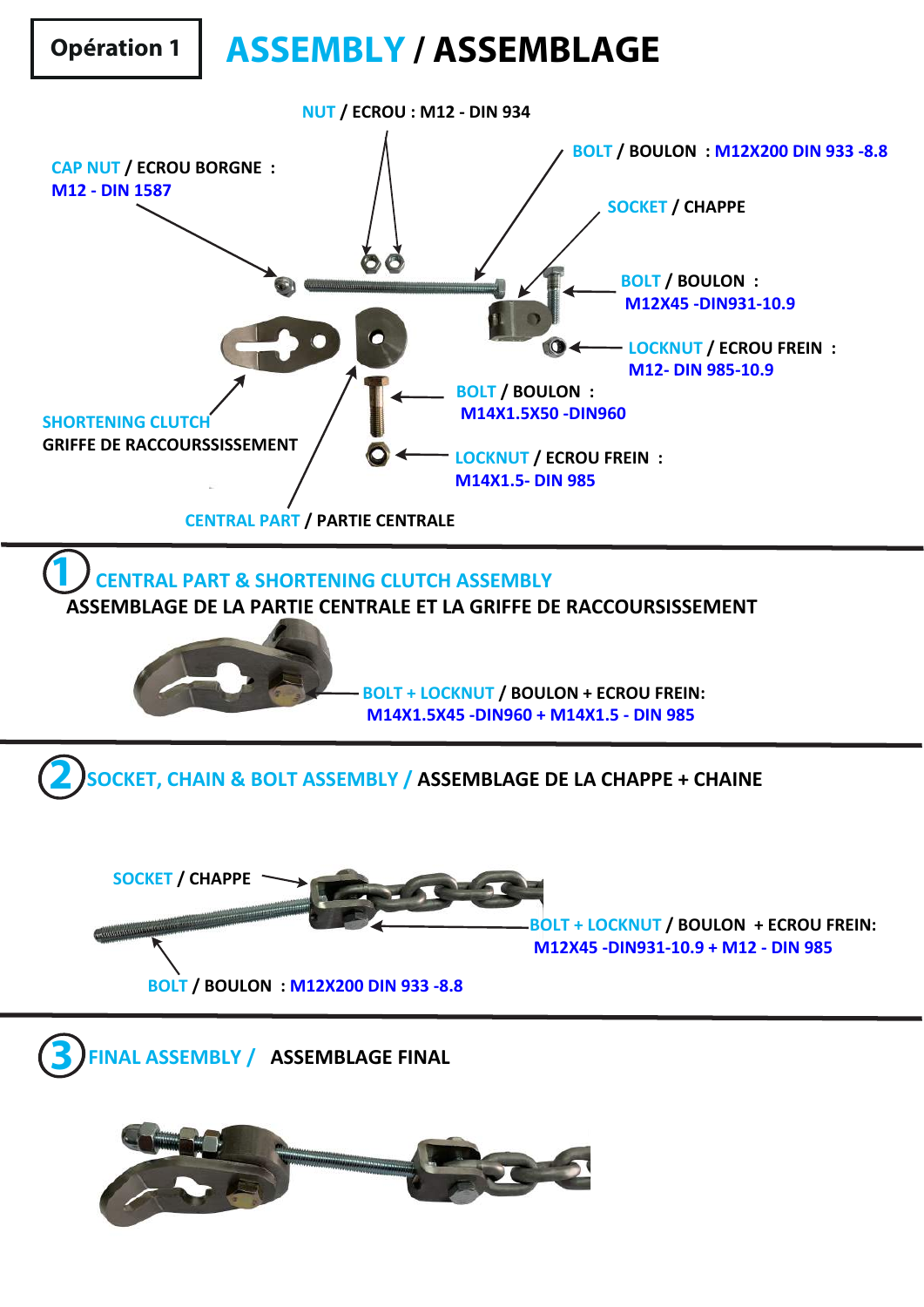**Opération 1**

# ASSEMBLY / ASSEMBLAGE

NUT / ECROU : M12 - DIN 934

CAP NUT / ECROU BORGNE : M12 - DIN 1587

BOLT / BOULON : M12X200 DIN 933 -8.8

SOCKET / CHAPPE

BOLT / BOULON : M12X45 -DIN931-10.9

LOCKNUT / ECROU FREIN : M12- DIN 985-10.9

BOLT / BOULON : M14X1.5X50 -DIN960

LOCKNUT / ECROU FREIN : M14X1.5- DIN 985

SHORTENING CLUTCH
GRIFFE DE RACCOURSSISSEMENT

CENTRAL PART / PARTIE CENTRALE

## 1 CENTRAL PART & SHORTENING CLUTCH ASSEMBLY

**ASSEMBLAGE DE LA PARTIE CENTRALE ET LA GRIFFE DE RACCOURSISSEMENT**

BOLT + LOCKNUT / BOULON + ECROU FREIN:
M14X1.5X45 -DIN960 + M14X1.5 - DIN 985

## 2 SOCKET, CHAIN & BOLT ASSEMBLY / ASSEMBLAGE DE LA CHAPPE + CHAINE

SOCKET / CHAPPE

BOLT + LOCKNUT / BOULON + ECROU FREIN:
M12X45 -DIN931-10.9 + M12 - DIN 985

BOLT / BOULON : M12X200 DIN 933 -8.8

## 3 FINAL ASSEMBLY / ASSEMBLAGE FINAL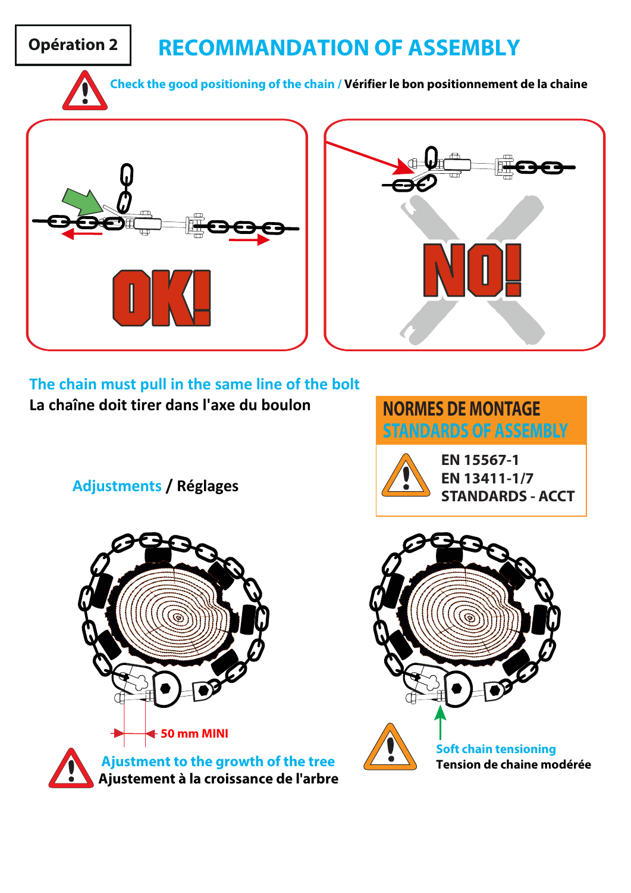**Opération 2**

# RECOMMANDATION OF ASSEMBLY

Check the good positioning of the chain / **Vérifier le bon positionnement de la chaine**

OK!

NO!

The chain must pull in the same line of the bolt

**La chaîne doit tirer dans l'axe du boulon**

## NORMES DE MONTAGE
## STANDARDS OF ASSEMBLY

**EN 15567-1**
**EN 13411-1/7**
**STANDARDS - ACCT**

Adjustments / **Réglages**

50 mm MINI

Ajustment to the growth of the tree
**Ajustement à la croissance de l'arbre**

Soft chain tensioning
**Tension de chaine modérée**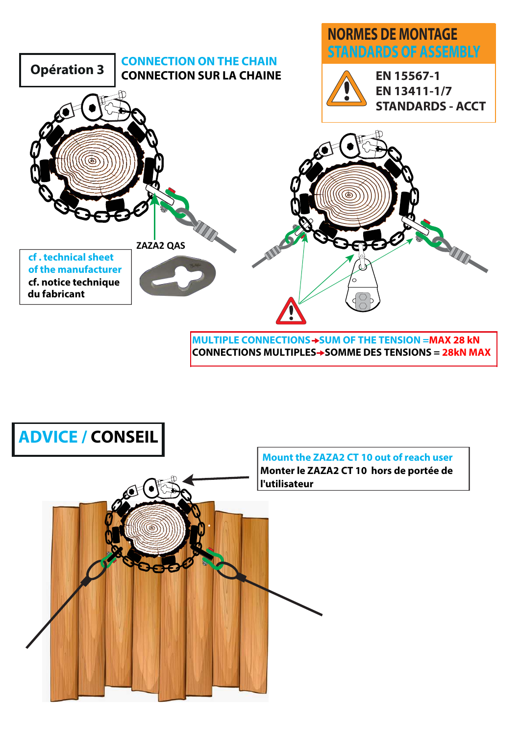## NORMES DE MONTAGE
## STANDARDS OF ASSEMBLY

EN 15567-1
EN 13411-1/7
STANDARDS - ACCT

**Opération 3**

**CONNECTION ON THE CHAIN**
**CONNECTION SUR LA CHAINE**

ZAZA2 QAS

cf . technical sheet of the manufacturer
cf. notice technique du fabricant

MULTIPLE CONNECTIONS→SUM OF THE TENSION =MAX 28 kN
CONNECTIONS MULTIPLES→SOMME DES TENSIONS = 28kN MAX

## ADVICE / CONSEIL

Mount the ZAZA2 CT 10 out of reach user
Monter le ZAZA2 CT 10 hors de portée de l'utilisateur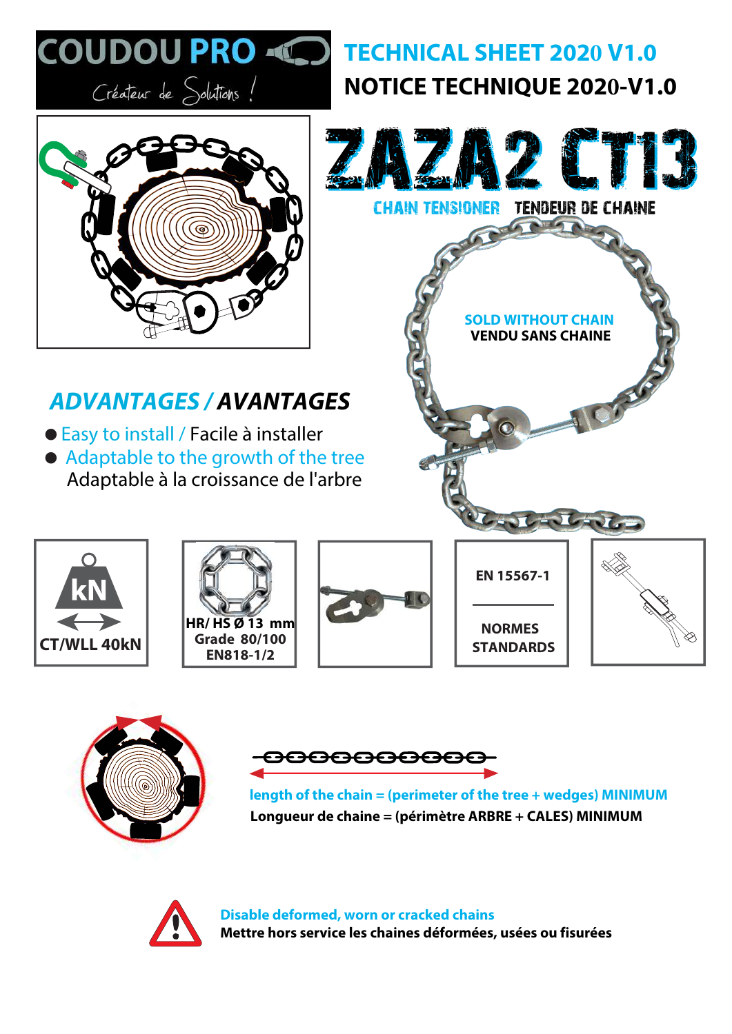# COUDOU PRO

Créateur de Solutions !

## TECHNICAL SHEET 2020 V1.0
## NOTICE TECHNIQUE 2020-V1.0

# ZAZA2 CT13

CHAIN TENSIONER   TENDEUR DE CHAINE

SOLD WITHOUT CHAIN
VENDU SANS CHAINE

## *ADVANTAGES / AVANTAGES*

- Easy to install / Facile à installer
- Adaptable to the growth of the tree
  Adaptable à la croissance de l'arbre

| kN CT/WLL 40kN | HR/ HS Ø 13 mm Grade 80/100 EN818-1/2 | | EN 15567-1 NORMES STANDARDS | |
|---|---|---|---|---|

**length of the chain = (perimeter of the tree + wedges) MINIMUM**
**Longueur de chaine = (périmètre ARBRE + CALES) MINIMUM**

**Disable deformed, worn or cracked chains**
**Mettre hors service les chaines déformées, usées ou fisurées**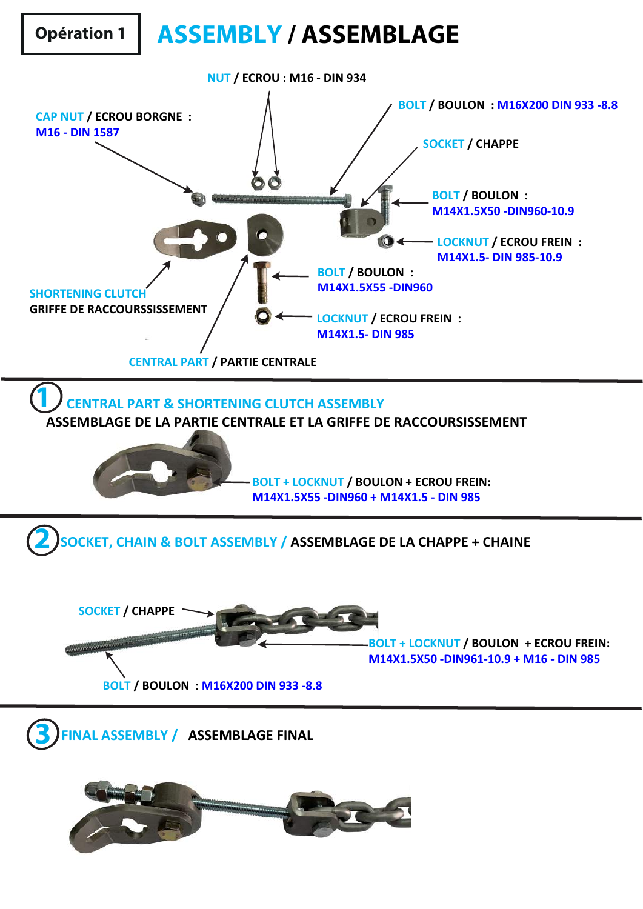**Opération 1**

# ASSEMBLY / ASSEMBLAGE

NUT / ECROU : M16 - DIN 934

CAP NUT / ECROU BORGNE : M16 - DIN 1587

BOLT / BOULON : M16X200 DIN 933 -8.8

SOCKET / CHAPPE

BOLT / BOULON : M14X1.5X50 -DIN960-10.9

LOCKNUT / ECROU FREIN : M14X1.5- DIN 985-10.9

BOLT / BOULON : M14X1.5X55 -DIN960

LOCKNUT / ECROU FREIN : M14X1.5- DIN 985

SHORTENING CLUTCH
GRIFFE DE RACCOURSSISSEMENT

CENTRAL PART / PARTIE CENTRALE

## 1 CENTRAL PART & SHORTENING CLUTCH ASSEMBLY
## ASSEMBLAGE DE LA PARTIE CENTRALE ET LA GRIFFE DE RACCOURSISSEMENT

BOLT + LOCKNUT / BOULON + ECROU FREIN:
M14X1.5X55 -DIN960 + M14X1.5 - DIN 985

## 2 SOCKET, CHAIN & BOLT ASSEMBLY / ASSEMBLAGE DE LA CHAPPE + CHAINE

SOCKET / CHAPPE

BOLT + LOCKNUT / BOULON + ECROU FREIN:
M14X1.5X50 -DIN961-10.9 + M16 - DIN 985

BOLT / BOULON : M16X200 DIN 933 -8.8

## 3 FINAL ASSEMBLY / ASSEMBLAGE FINAL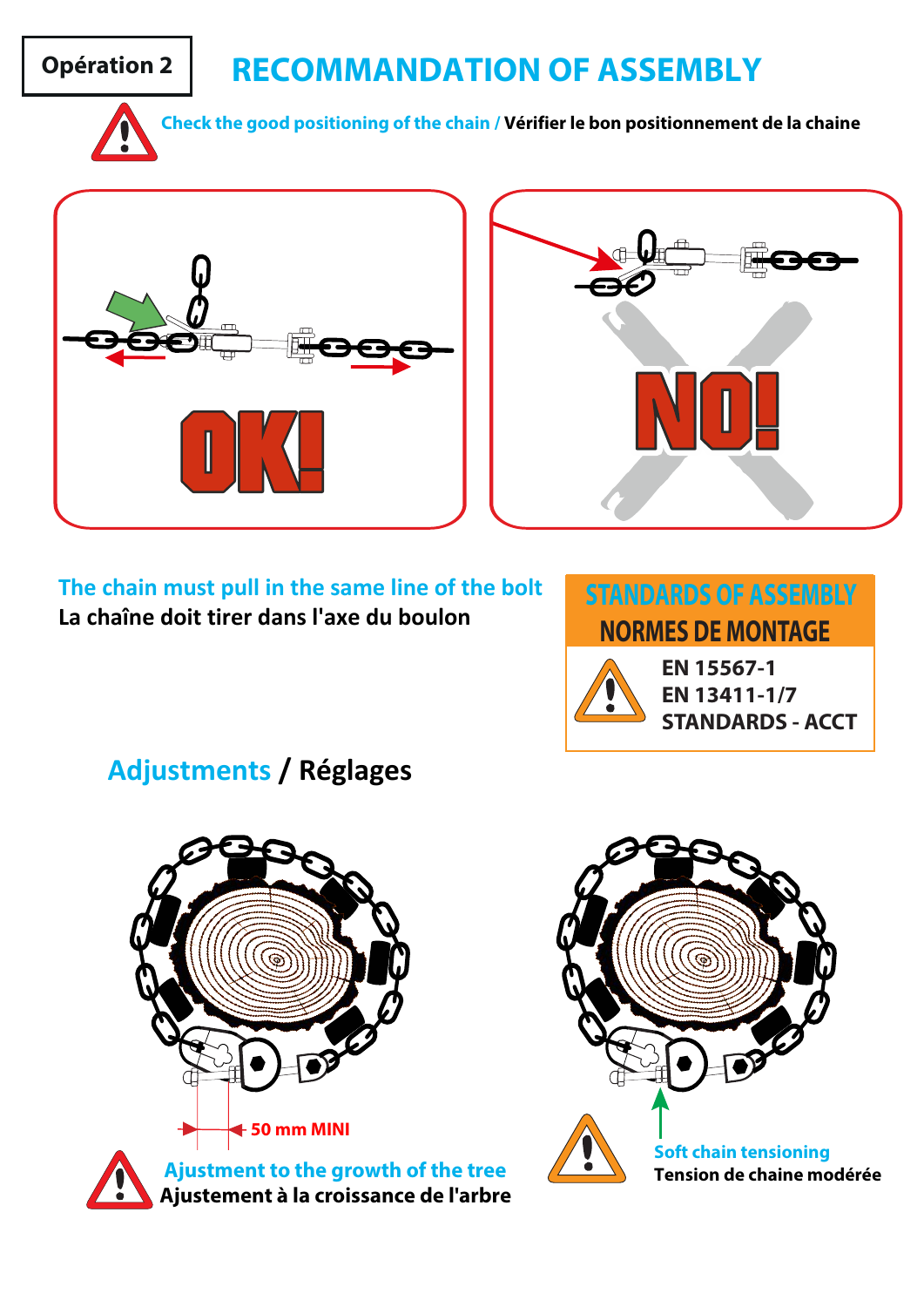**Opération 2**

# RECOMMANDATION OF ASSEMBLY

Check the good positioning of the chain / **Vérifier le bon positionnement de la chaine**

OK!

NO!

The chain must pull in the same line of the bolt

**La chaîne doit tirer dans l'axe du boulon**

## STANDARDS OF ASSEMBLY
## NORMES DE MONTAGE

**EN 15567-1**
**EN 13411-1/7**
**STANDARDS - ACCT**

## Adjustments / Réglages

50 mm MINI

Ajustment to the growth of the tree

**Ajustement à la croissance de l'arbre**

Soft chain tensioning

**Tension de chaine modérée**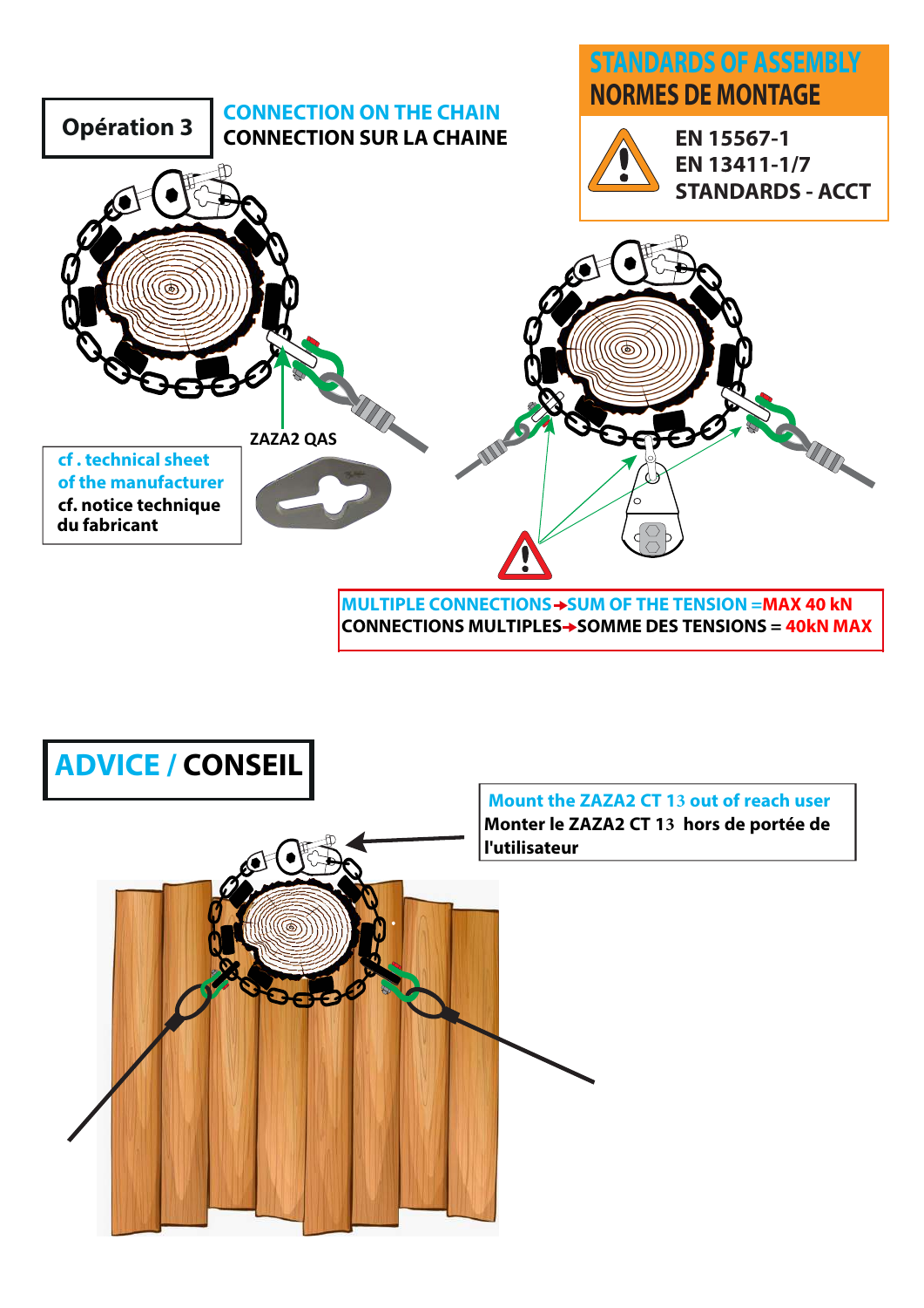**Opération 3**

## CONNECTION ON THE CHAIN
## CONNECTION SUR LA CHAINE

**STANDARDS OF ASSEMBLY**
**NORMES DE MONTAGE**

**EN 15567-1**
**EN 13411-1/7**
**STANDARDS - ACCT**

ZAZA2 QAS

cf . technical sheet of the manufacturer
cf. notice technique du fabricant

**MULTIPLE CONNECTIONS → SUM OF THE TENSION = MAX 40 kN**
**CONNECTIONS MULTIPLES → SOMME DES TENSIONS = 40kN MAX**

## ADVICE / CONSEIL

**Mount the ZAZA2 CT 13 out of reach user**
**Monter le ZAZA2 CT 13 hors de portée de l'utilisateur**